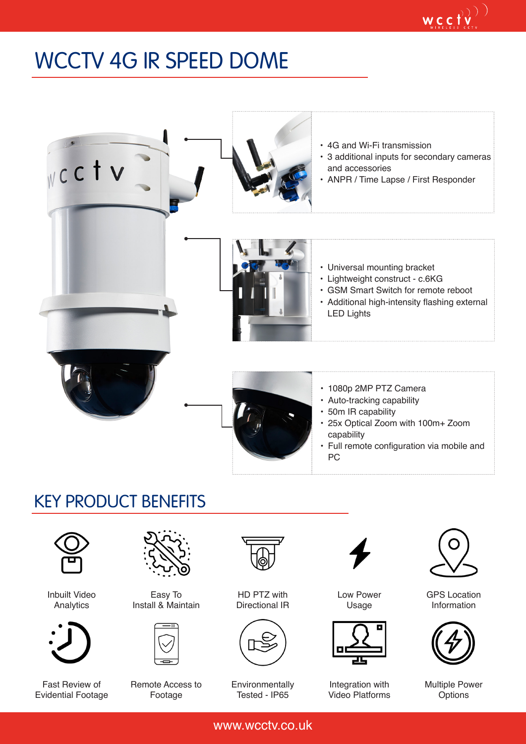# WCCTV 4G IR SPEED DOME

- 4G and Wi-Fi transmission
- 3 additional inputs for secondary cameras and accessories
- ANPR / Time Lapse / First Responder

- Universal mounting bracket
- Lightweight construct - c.6KG
- GSM Smart Switch for remote reboot
- Additional high-intensity flashing external LED Lights

- 1080p 2MP PTZ Camera
- Auto-tracking capability
- 50m IR capability
- 25x Optical Zoom with 100m+ Zoom capability
- Full remote configuration via mobile and PC

## KEY PRODUCT BENEFITS

- Inbuilt Video Analytics
- Easy To Install & Maintain
- HD PTZ with Directional IR
- Low Power Usage
- GPS Location Information
- Fast Review of Evidential Footage
- Remote Access to Footage
- Environmentally Tested - IP65
- Integration with Video Platforms
- Multiple Power Options

www.wcctv.co.uk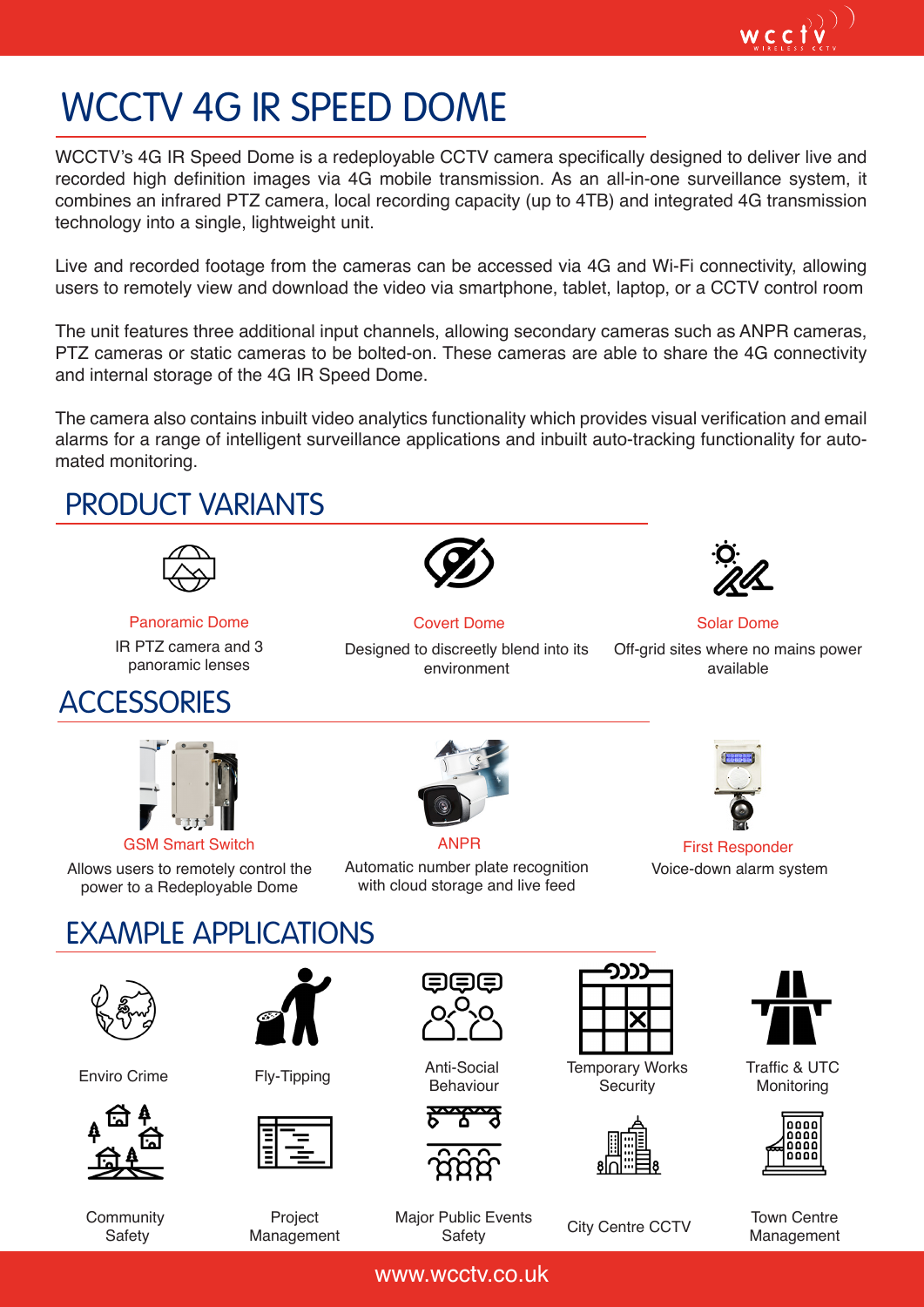# WCCTV 4G IR SPEED DOME

WCCTV's 4G IR Speed Dome is a redeployable CCTV camera specifically designed to deliver live and recorded high definition images via 4G mobile transmission. As an all-in-one surveillance system, it combines an infrared PTZ camera, local recording capacity (up to 4TB) and integrated 4G transmission technology into a single, lightweight unit.

Live and recorded footage from the cameras can be accessed via 4G and Wi-Fi connectivity, allowing users to remotely view and download the video via smartphone, tablet, laptop, or a CCTV control room

The unit features three additional input channels, allowing secondary cameras such as ANPR cameras, PTZ cameras or static cameras to be bolted-on. These cameras are able to share the 4G connectivity and internal storage of the 4G IR Speed Dome.

The camera also contains inbuilt video analytics functionality which provides visual verification and email alarms for a range of intelligent surveillance applications and inbuilt auto-tracking functionality for automated monitoring.

## PRODUCT VARIANTS

**Panoramic Dome**
IR PTZ camera and 3 panoramic lenses

**Covert Dome**
Designed to discreetly blend into its environment

**Solar Dome**
Off-grid sites where no mains power available

## ACCESSORIES

**GSM Smart Switch**
Allows users to remotely control the power to a Redeployable Dome

**ANPR**
Automatic number plate recognition with cloud storage and live feed

**First Responder**
Voice-down alarm system

## EXAMPLE APPLICATIONS

- Enviro Crime
- Fly-Tipping
- Anti-Social Behaviour
- Temporary Works Security
- Traffic & UTC Monitoring
- Community Safety
- Project Management
- Major Public Events Safety
- City Centre CCTV
- Town Centre Management

www.wcctv.co.uk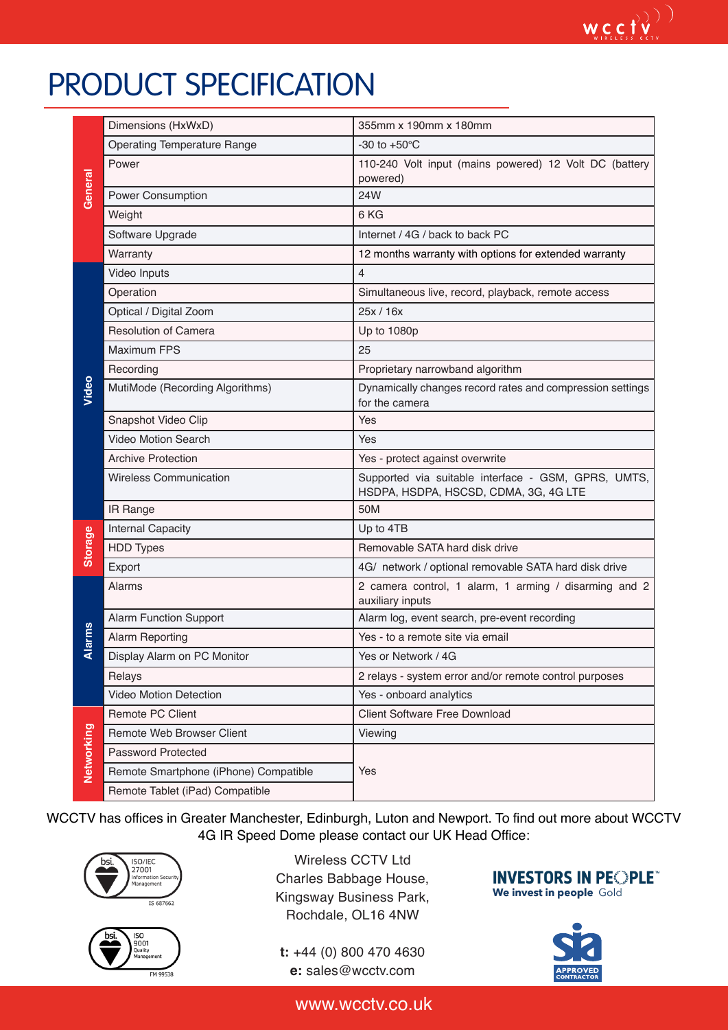# PRODUCT SPECIFICATION

| | | |
|---|---|---|
| General | Dimensions (HxWxD) | 355mm x 190mm x 180mm |
| | Operating Temperature Range | -30 to +50°C |
| | Power | 110-240 Volt input (mains powered) 12 Volt DC (battery powered) |
| | Power Consumption | 24W |
| | Weight | 6 KG |
| | Software Upgrade | Internet / 4G / back to back PC |
| | Warranty | 12 months warranty with options for extended warranty |
| Video | Video Inputs | 4 |
| | Operation | Simultaneous live, record, playback, remote access |
| | Optical / Digital Zoom | 25x / 16x |
| | Resolution of Camera | Up to 1080p |
| | Maximum FPS | 25 |
| | Recording | Proprietary narrowband algorithm |
| | MutiMode (Recording Algorithms) | Dynamically changes record rates and compression settings for the camera |
| | Snapshot Video Clip | Yes |
| | Video Motion Search | Yes |
| | Archive Protection | Yes - protect against overwrite |
| | Wireless Communication | Supported via suitable interface - GSM, GPRS, UMTS, HSDPA, HSDPA, HSCSD, CDMA, 3G, 4G LTE |
| | IR Range | 50M |
| Storage | Internal Capacity | Up to 4TB |
| | HDD Types | Removable SATA hard disk drive |
| | Export | 4G/ network / optional removable SATA hard disk drive |
| Alarms | Alarms | 2 camera control, 1 alarm, 1 arming / disarming and 2 auxiliary inputs |
| | Alarm Function Support | Alarm log, event search, pre-event recording |
| | Alarm Reporting | Yes - to a remote site via email |
| | Display Alarm on PC Monitor | Yes or Network / 4G |
| | Relays | 2 relays - system error and/or remote control purposes |
| | Video Motion Detection | Yes - onboard analytics |
| Networking | Remote PC Client | Client Software Free Download |
| | Remote Web Browser Client | Viewing |
| | Password Protected | Yes |
| | Remote Smartphone (iPhone) Compatible | |
| | Remote Tablet (iPad) Compatible | |

WCCTV has offices in Greater Manchester, Edinburgh, Luton and Newport. To find out more about WCCTV 4G IR Speed Dome please contact our UK Head Office:

Wireless CCTV Ltd
Charles Babbage House,
Kingsway Business Park,
Rochdale, OL16 4NW

**t:** +44 (0) 800 470 4630
**e:** sales@wcctv.com

ISO/IEC 27001 Information Security Management IS 687662

ISO 9001 Quality Management FM 99538

INVESTORS IN PEOPLE We invest in people Gold

sia APPROVED CONTRACTOR

www.wcctv.co.uk